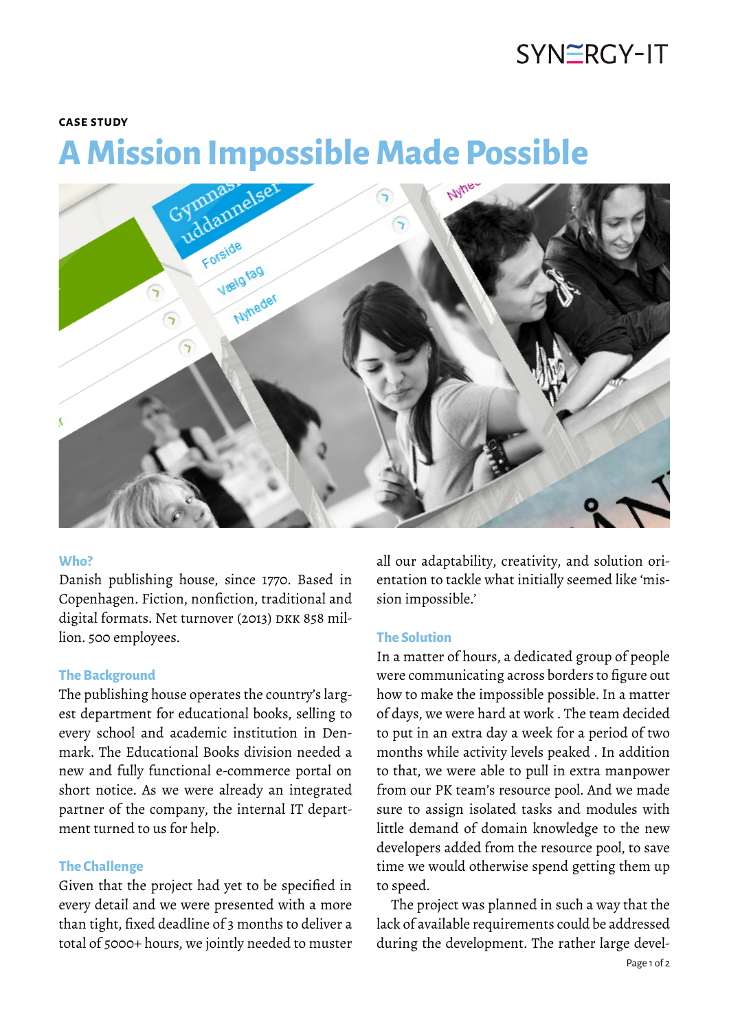**CASE STUDY**

# A Mission Impossible Made Possible

### Who?

Danish publishing house, since 1770. Based in Copenhagen. Fiction, nonfiction, traditional and digital formats. Net turnover (2013) DKK 858 million. 500 employees.

### The Background

The publishing house operates the country's largest department for educational books, selling to every school and academic institution in Denmark. The Educational Books division needed a new and fully functional e-commerce portal on short notice. As we were already an integrated partner of the company, the internal IT department turned to us for help.

### The Challenge

Given that the project had yet to be specified in every detail and we were presented with a more than tight, fixed deadline of 3 months to deliver a total of 5000+ hours, we jointly needed to muster all our adaptability, creativity, and solution orientation to tackle what initially seemed like 'mission impossible.'

### The Solution

In a matter of hours, a dedicated group of people were communicating across borders to figure out how to make the impossible possible. In a matter of days, we were hard at work . The team decided to put in an extra day a week for a period of two months while activity levels peaked . In addition to that, we were able to pull in extra manpower from our PK team's resource pool. And we made sure to assign isolated tasks and modules with little demand of domain knowledge to the new developers added from the resource pool, to save time we would otherwise spend getting them up to speed.

The project was planned in such a way that the lack of available requirements could be addressed during the development. The rather large devel-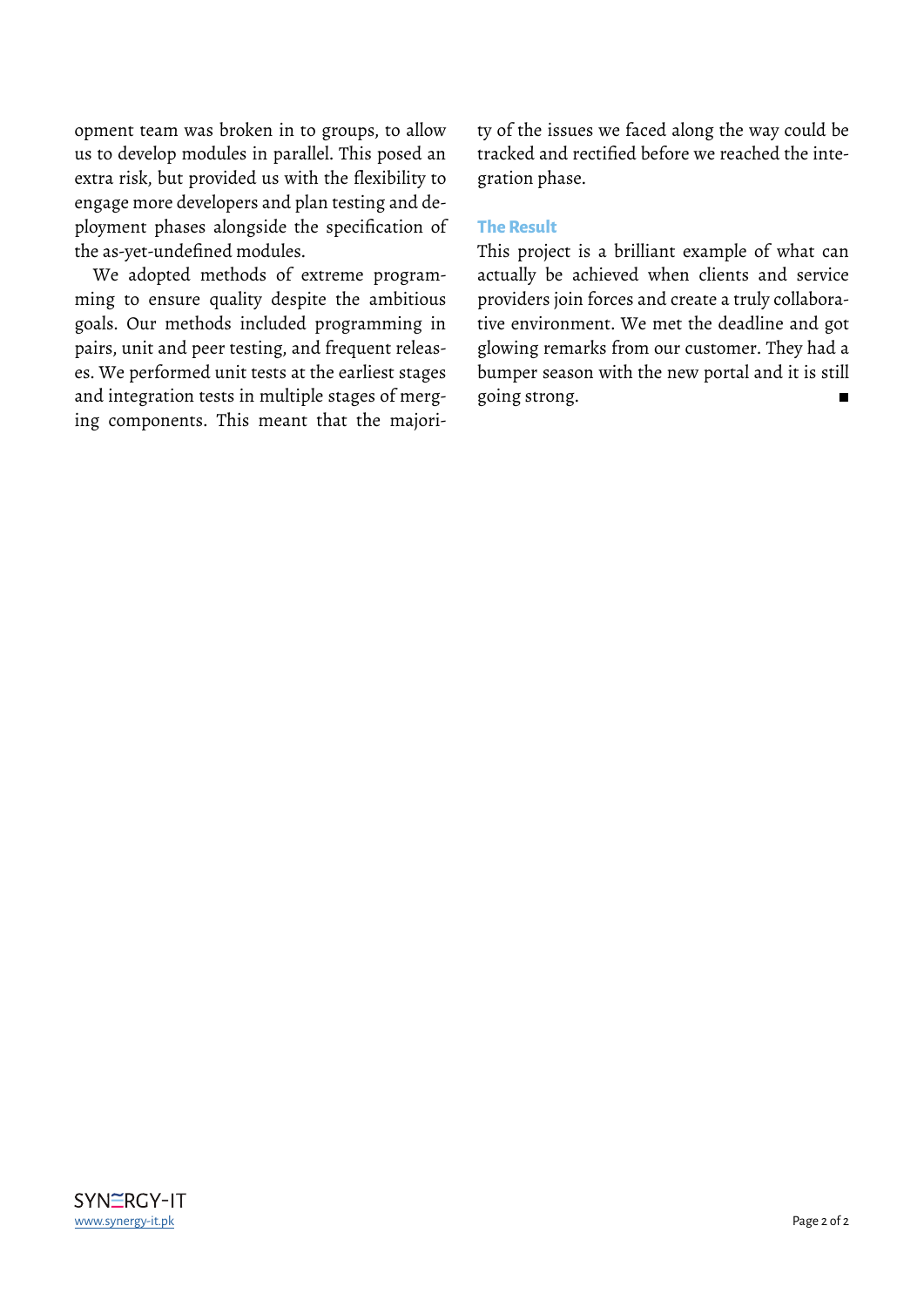opment team was broken in to groups, to allow us to develop modules in parallel. This posed an extra risk, but provided us with the flexibility to engage more developers and plan testing and deployment phases alongside the specification of the as-yet-undefined modules.

We adopted methods of extreme programming to ensure quality despite the ambitious goals. Our methods included programming in pairs, unit and peer testing, and frequent releases. We performed unit tests at the earliest stages and integration tests in multiple stages of merging components. This meant that the majority of the issues we faced along the way could be tracked and rectified before we reached the integration phase.

### The Result

This project is a brilliant example of what can actually be achieved when clients and service providers join forces and create a truly collaborative environment. We met the deadline and got glowing remarks from our customer. They had a bumper season with the new portal and it is still going strong. ■

SYNERGY-IT
www.synergy-it.pk